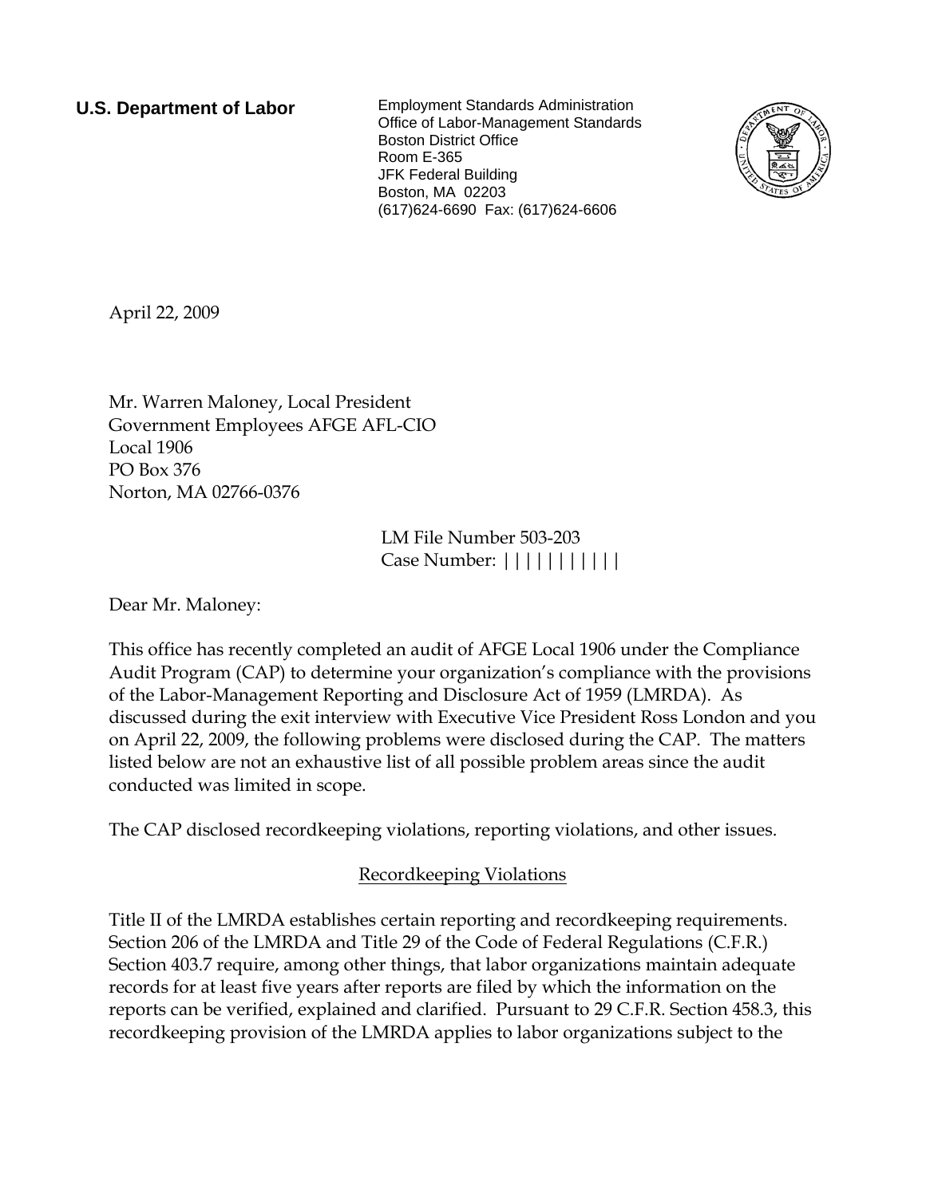**U.S. Department of Labor**

Employment Standards Administration
Office of Labor-Management Standards
Boston District Office
Room E-365
JFK Federal Building
Boston, MA 02203
(617)624-6690 Fax: (617)624-6606

April 22, 2009

Mr. Warren Maloney, Local President
Government Employees AFGE AFL-CIO
Local 1906
PO Box 376
Norton, MA 02766-0376

LM File Number 503-203
Case Number: |||||||||||

Dear Mr. Maloney:

This office has recently completed an audit of AFGE Local 1906 under the Compliance Audit Program (CAP) to determine your organization's compliance with the provisions of the Labor-Management Reporting and Disclosure Act of 1959 (LMRDA). As discussed during the exit interview with Executive Vice President Ross London and you on April 22, 2009, the following problems were disclosed during the CAP. The matters listed below are not an exhaustive list of all possible problem areas since the audit conducted was limited in scope.

The CAP disclosed recordkeeping violations, reporting violations, and other issues.

## Recordkeeping Violations

Title II of the LMRDA establishes certain reporting and recordkeeping requirements. Section 206 of the LMRDA and Title 29 of the Code of Federal Regulations (C.F.R.) Section 403.7 require, among other things, that labor organizations maintain adequate records for at least five years after reports are filed by which the information on the reports can be verified, explained and clarified. Pursuant to 29 C.F.R. Section 458.3, this recordkeeping provision of the LMRDA applies to labor organizations subject to the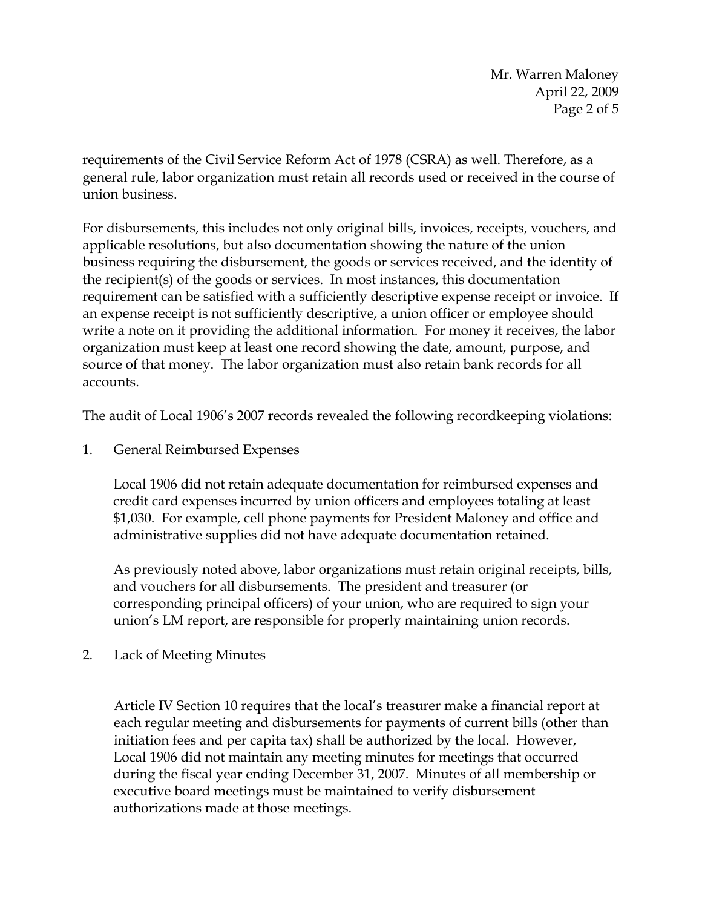requirements of the Civil Service Reform Act of 1978 (CSRA) as well. Therefore, as a general rule, labor organization must retain all records used or received in the course of union business.

For disbursements, this includes not only original bills, invoices, receipts, vouchers, and applicable resolutions, but also documentation showing the nature of the union business requiring the disbursement, the goods or services received, and the identity of the recipient(s) of the goods or services. In most instances, this documentation requirement can be satisfied with a sufficiently descriptive expense receipt or invoice. If an expense receipt is not sufficiently descriptive, a union officer or employee should write a note on it providing the additional information. For money it receives, the labor organization must keep at least one record showing the date, amount, purpose, and source of that money. The labor organization must also retain bank records for all accounts.

The audit of Local 1906's 2007 records revealed the following recordkeeping violations:

1. General Reimbursed Expenses

   Local 1906 did not retain adequate documentation for reimbursed expenses and credit card expenses incurred by union officers and employees totaling at least $1,030. For example, cell phone payments for President Maloney and office and administrative supplies did not have adequate documentation retained.

   As previously noted above, labor organizations must retain original receipts, bills, and vouchers for all disbursements. The president and treasurer (or corresponding principal officers) of your union, who are required to sign your union's LM report, are responsible for properly maintaining union records.

2. Lack of Meeting Minutes

   Article IV Section 10 requires that the local's treasurer make a financial report at each regular meeting and disbursements for payments of current bills (other than initiation fees and per capita tax) shall be authorized by the local. However, Local 1906 did not maintain any meeting minutes for meetings that occurred during the fiscal year ending December 31, 2007. Minutes of all membership or executive board meetings must be maintained to verify disbursement authorizations made at those meetings.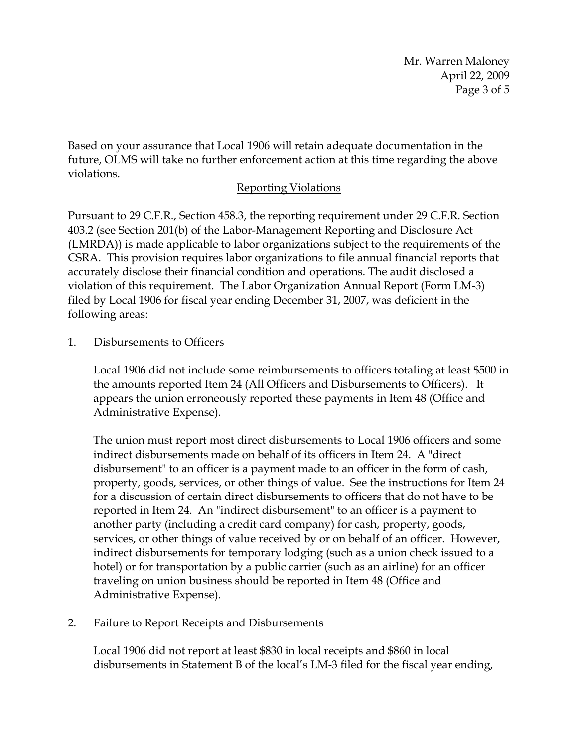Based on your assurance that Local 1906 will retain adequate documentation in the future, OLMS will take no further enforcement action at this time regarding the above violations.

## Reporting Violations

Pursuant to 29 C.F.R., Section 458.3, the reporting requirement under 29 C.F.R. Section 403.2 (see Section 201(b) of the Labor-Management Reporting and Disclosure Act (LMRDA)) is made applicable to labor organizations subject to the requirements of the CSRA. This provision requires labor organizations to file annual financial reports that accurately disclose their financial condition and operations. The audit disclosed a violation of this requirement. The Labor Organization Annual Report (Form LM-3) filed by Local 1906 for fiscal year ending December 31, 2007, was deficient in the following areas:

1. Disbursements to Officers

   Local 1906 did not include some reimbursements to officers totaling at least $500 in the amounts reported Item 24 (All Officers and Disbursements to Officers). It appears the union erroneously reported these payments in Item 48 (Office and Administrative Expense).

   The union must report most direct disbursements to Local 1906 officers and some indirect disbursements made on behalf of its officers in Item 24. A "direct disbursement" to an officer is a payment made to an officer in the form of cash, property, goods, services, or other things of value. See the instructions for Item 24 for a discussion of certain direct disbursements to officers that do not have to be reported in Item 24. An "indirect disbursement" to an officer is a payment to another party (including a credit card company) for cash, property, goods, services, or other things of value received by or on behalf of an officer. However, indirect disbursements for temporary lodging (such as a union check issued to a hotel) or for transportation by a public carrier (such as an airline) for an officer traveling on union business should be reported in Item 48 (Office and Administrative Expense).

2. Failure to Report Receipts and Disbursements

   Local 1906 did not report at least $830 in local receipts and $860 in local disbursements in Statement B of the local's LM-3 filed for the fiscal year ending,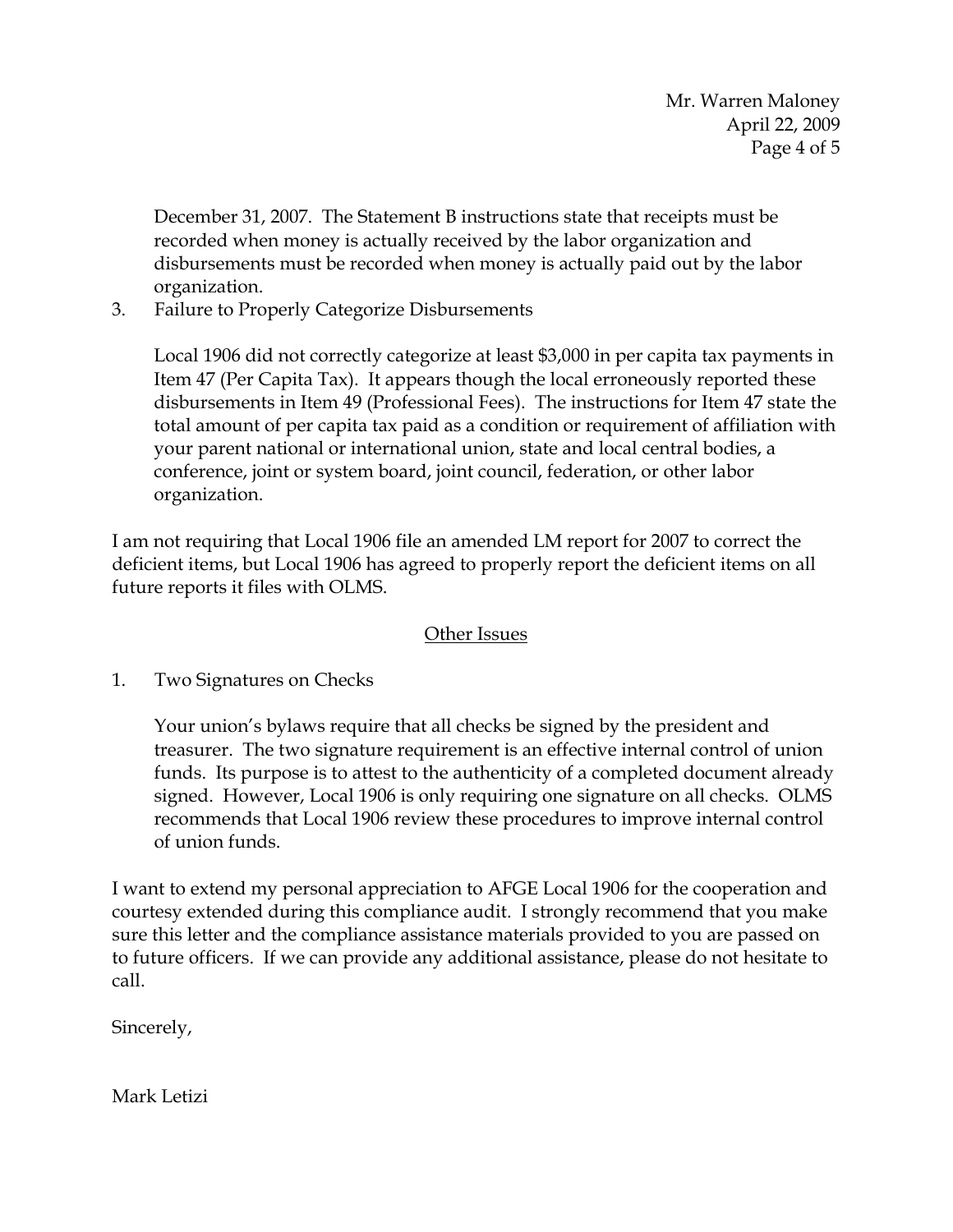December 31, 2007. The Statement B instructions state that receipts must be recorded when money is actually received by the labor organization and disbursements must be recorded when money is actually paid out by the labor organization.

3. Failure to Properly Categorize Disbursements

   Local 1906 did not correctly categorize at least $3,000 in per capita tax payments in Item 47 (Per Capita Tax). It appears though the local erroneously reported these disbursements in Item 49 (Professional Fees). The instructions for Item 47 state the total amount of per capita tax paid as a condition or requirement of affiliation with your parent national or international union, state and local central bodies, a conference, joint or system board, joint council, federation, or other labor organization.

I am not requiring that Local 1906 file an amended LM report for 2007 to correct the deficient items, but Local 1906 has agreed to properly report the deficient items on all future reports it files with OLMS.

## Other Issues

1. Two Signatures on Checks

   Your union's bylaws require that all checks be signed by the president and treasurer. The two signature requirement is an effective internal control of union funds. Its purpose is to attest to the authenticity of a completed document already signed. However, Local 1906 is only requiring one signature on all checks. OLMS recommends that Local 1906 review these procedures to improve internal control of union funds.

I want to extend my personal appreciation to AFGE Local 1906 for the cooperation and courtesy extended during this compliance audit. I strongly recommend that you make sure this letter and the compliance assistance materials provided to you are passed on to future officers. If we can provide any additional assistance, please do not hesitate to call.

Sincerely,

Mark Letizi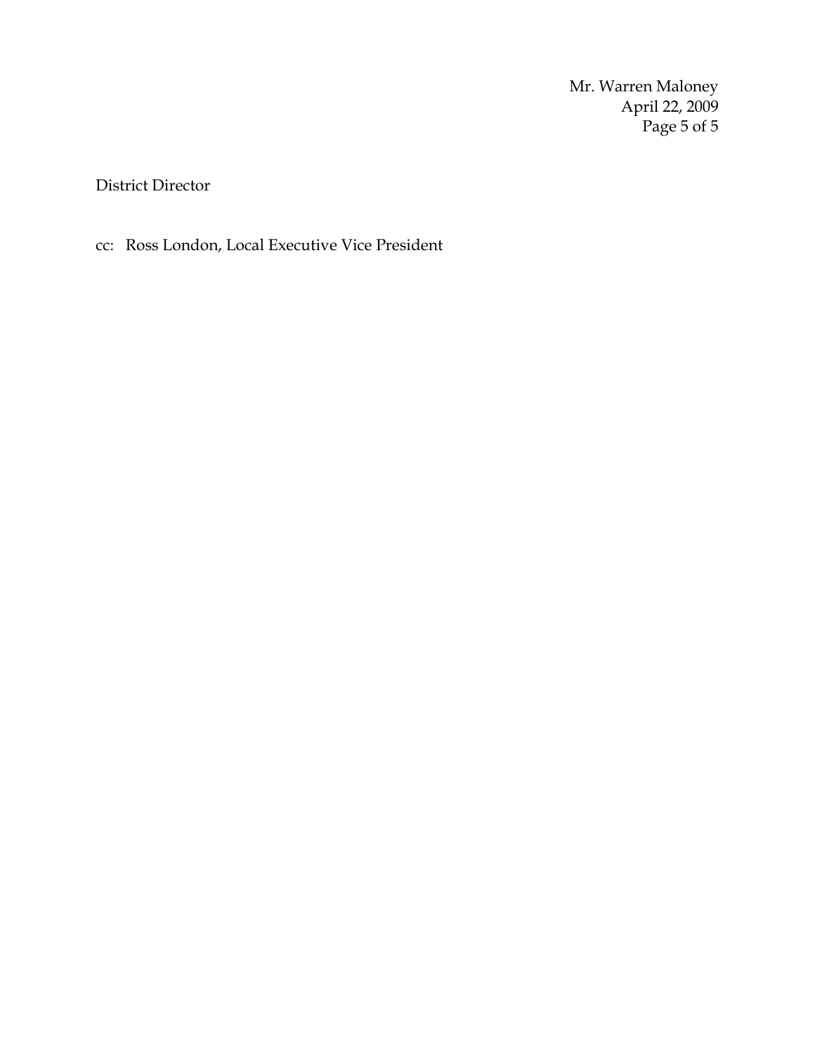District Director

cc: Ross London, Local Executive Vice President